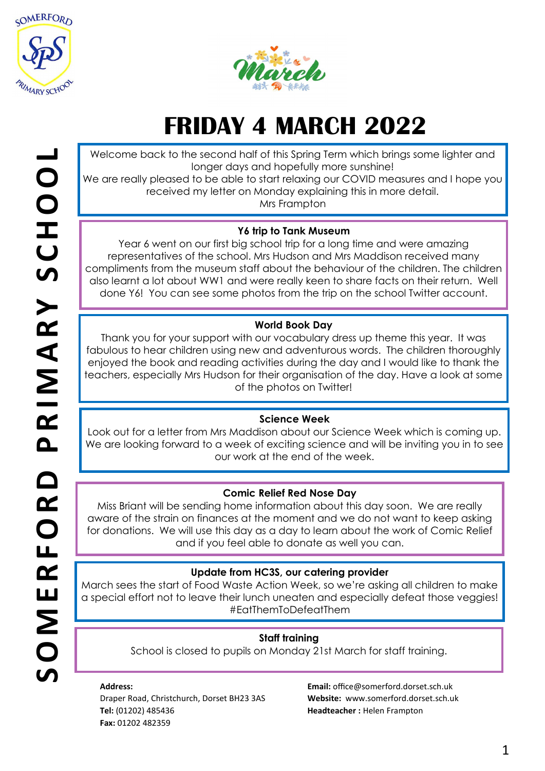# FRIDAY 4 MARCH 2022

Welcome back to the second half of this Spring Term which brings some lighter and longer days and hopefully more sunshine!

We are really pleased to be able to start relaxing our COVID measures and I hope you received my letter on Monday explaining this in more detail.

Mrs Frampton

### Y6 trip to Tank Museum

Year 6 went on our first big school trip for a long time and were amazing representatives of the school. Mrs Hudson and Mrs Maddison received many compliments from the museum staff about the behaviour of the children. The children also learnt a lot about WW1 and were really keen to share facts on their return. Well done Y6! You can see some photos from the trip on the school Twitter account.

### World Book Day

Thank you for your support with our vocabulary dress up theme this year. It was fabulous to hear children using new and adventurous words. The children thoroughly enjoyed the book and reading activities during the day and I would like to thank the teachers, especially Mrs Hudson for their organisation of the day. Have a look at some of the photos on Twitter!

### Science Week

Look out for a letter from Mrs Maddison about our Science Week which is coming up. We are looking forward to a week of exciting science and will be inviting you in to see our work at the end of the week.

### Comic Relief Red Nose Day

Miss Briant will be sending home information about this day soon. We are really aware of the strain on finances at the moment and we do not want to keep asking for donations. We will use this day as a day to learn about the work of Comic Relief and if you feel able to donate as well you can.

### Update from HC3S, our catering provider

March sees the start of Food Waste Action Week, so we're asking all children to make a special effort not to leave their lunch uneaten and especially defeat those veggies! #EatThemToDefeatThem

### Staff training

School is closed to pupils on Monday 21st March for staff training.

**Address:**
Draper Road, Christchurch, Dorset BH23 3AS
**Tel:** (01202) 485436
**Fax:** 01202 482359

**Email:** office@somerford.dorset.sch.uk
**Website:** www.somerford.dorset.sch.uk
**Headteacher :** Helen Frampton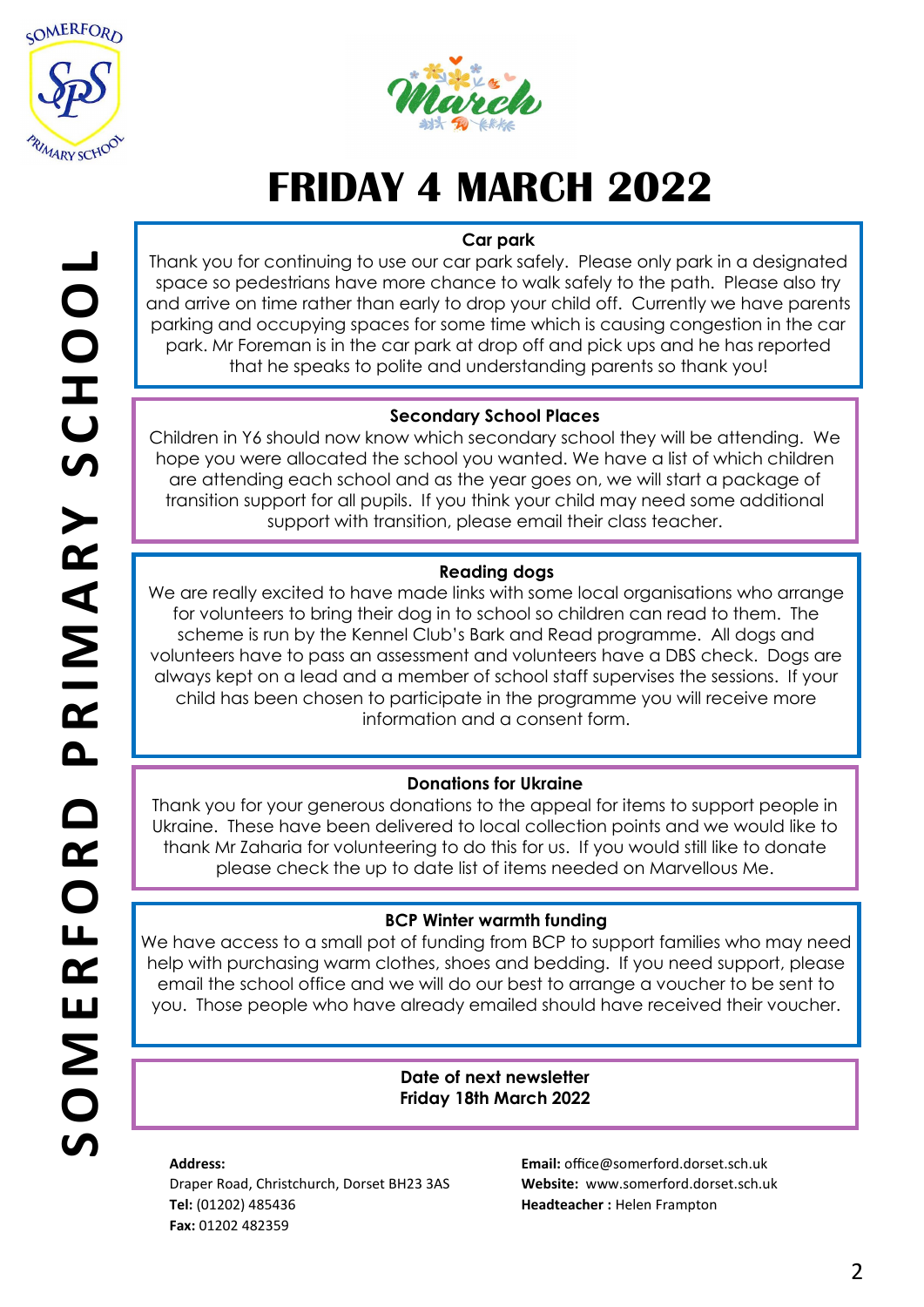# FRIDAY 4 MARCH 2022

### Car park

Thank you for continuing to use our car park safely. Please only park in a designated space so pedestrians have more chance to walk safely to the path. Please also try and arrive on time rather than early to drop your child off. Currently we have parents parking and occupying spaces for some time which is causing congestion in the car park. Mr Foreman is in the car park at drop off and pick ups and he has reported that he speaks to polite and understanding parents so thank you!

### Secondary School Places

Children in Y6 should now know which secondary school they will be attending. We hope you were allocated the school you wanted. We have a list of which children are attending each school and as the year goes on, we will start a package of transition support for all pupils. If you think your child may need some additional support with transition, please email their class teacher.

### Reading dogs

We are really excited to have made links with some local organisations who arrange for volunteers to bring their dog in to school so children can read to them. The scheme is run by the Kennel Club's Bark and Read programme. All dogs and volunteers have to pass an assessment and volunteers have a DBS check. Dogs are always kept on a lead and a member of school staff supervises the sessions. If your child has been chosen to participate in the programme you will receive more information and a consent form.

### Donations for Ukraine

Thank you for your generous donations to the appeal for items to support people in Ukraine. These have been delivered to local collection points and we would like to thank Mr Zaharia for volunteering to do this for us. If you would still like to donate please check the up to date list of items needed on Marvellous Me.

### BCP Winter warmth funding

We have access to a small pot of funding from BCP to support families who may need help with purchasing warm clothes, shoes and bedding. If you need support, please email the school office and we will do our best to arrange a voucher to be sent to you. Those people who have already emailed should have received their voucher.

### Date of next newsletter
**Friday 18th March 2022**

**Address:**
Draper Road, Christchurch, Dorset BH23 3AS
**Tel:** (01202) 485436
**Fax:** 01202 482359

**Email:** office@somerford.dorset.sch.uk
**Website:** www.somerford.dorset.sch.uk
**Headteacher :** Helen Frampton